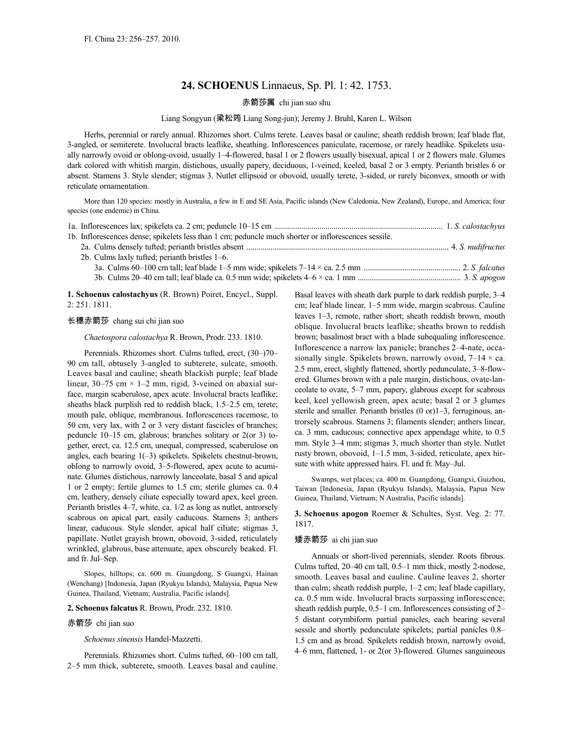Fl. China 23: 256–257. 2010.

# 24. SCHOENUS Linnaeus, Sp. Pl. 1: 42. 1753.

赤箭莎属 chi jian suo shu

Liang Songyun (梁松筠 Liang Song-jun); Jeremy J. Bruhl, Karen L. Wilson

Herbs, perennial or rarely annual. Rhizomes short. Culms terete. Leaves basal or cauline; sheath reddish brown; leaf blade flat, 3-angled, or semiterete. Involucral bracts leaflike, sheathing. Inflorescences paniculate, racemose, or rarely headlike. Spikelets usually narrowly ovoid or oblong-ovoid, usually 1–4-flowered, basal 1 or 2 flowers usually bisexual, apical 1 or 2 flowers male. Glumes dark colored with whitish margin, distichous, usually papery, deciduous, 1-veined, keeled, basal 2 or 3 empty. Perianth bristles 6 or absent. Stamens 3. Style slender; stigmas 3. Nutlet ellipsoid or obovoid, usually terete, 3-sided, or rarely biconvex, smooth or with reticulate ornamentation.

More than 120 species: mostly in Australia, a few in E and SE Asia, Pacific islands (New Caledonia, New Zealand), Europe, and America; four species (one endemic) in China.

1a. Inflorescences lax; spikelets ca. 2 cm; peduncle 10–15 cm ..................... 1. *S. calostachyus*
1b. Inflorescences dense; spikelets less than 1 cm; peduncle much shorter or inflorescences sessile.
  2a. Culms densely tufted; perianth bristles absent ..................... 4. *S. nudifructus*
  2b. Culms laxly tufted; perianth bristles 1–6.
    3a. Culms 60–100 cm tall; leaf blade 1–5 mm wide; spikelets 7–14 × ca. 2.5 mm ..................... 2. *S. falcatus*
    3b. Culms 20–40 cm tall; leaf blade ca. 0.5 mm wide; spikelets 4–6 × ca. 1 mm ..................... 3. *S. apogon*

**1. Schoenus calostachyus** (R. Brown) Poiret, Encycl., Suppl. 2: 251. 1811.

长穗赤箭莎 chang sui chi jian suo

*Chaetospora calostachya* R. Brown, Prodr. 233. 1810.

Perennials. Rhizomes short. Culms tufted, erect, (30–)70–90 cm tall, obtusely 3-angled to subterete, sulcate, smooth. Leaves basal and cauline; sheath blackish purple; leaf blade linear, 30–75 cm × 1–2 mm, rigid, 3-veined on abaxial surface, margin scaberulose, apex acute. Involucral bracts leaflike; sheaths black purplish red to reddish black, 1.5–2.5 cm, terete; mouth pale, oblique, membranous. Inflorescences racemose, to 50 cm, very lax, with 2 or 3 very distant fascicles of branches; peduncle 10–15 cm, glabrous; branches solitary or 2(or 3) together, erect, ca. 12.5 cm, unequal, compressed, scaberulose on angles, each bearing 1(–3) spikelets. Spikelets chestnut-brown, oblong to narrowly ovoid, 3–5-flowered, apex acute to acuminate. Glumes distichous, narrowly lanceolate, basal 5 and apical 1 or 2 empty; fertile glumes to 1.5 cm; sterile glumes ca. 0.4 cm, leathery, densely ciliate especially toward apex, keel green. Perianth bristles 4–7, white, ca. 1/2 as long as nutlet, antrorsely scabrous on apical part, easily caducous. Stamens 3; anthers linear, caducous. Style slender, apical half ciliate; stigmas 3, papillate. Nutlet grayish brown, obovoid, 3-sided, reticulately wrinkled, glabrous, base attenuate, apex obscurely beaked. Fl. and fr. Jul–Sep.

Slopes, hilltops; ca. 600 m. Guangdong, S Guangxi, Hainan (Wenchang) [Indonesia, Japan (Ryukyu Islands), Malaysia, Papua New Guinea, Thailand, Vietnam; Australia, Pacific islands].

**2. Schoenus falcatus** R. Brown, Prodr. 232. 1810.

赤箭莎 chi jian suo

*Schoenus sinensis* Handel-Mazzetti.

Perennials. Rhizomes short. Culms tufted, 60–100 cm tall, 2–5 mm thick, subterete, smooth. Leaves basal and cauline. Basal leaves with sheath dark purple to dark reddish purple, 3–4 cm; leaf blade linear, 1–5 mm wide, margin scabrous. Cauline leaves 1–3, remote, rather short; sheath reddish brown, mouth oblique. Involucral bracts leaflike; sheaths brown to reddish brown; basalmost bract with a blade subequaling inflorescence. Inflorescence a narrow lax panicle; branches 2–4-nate, occasionally single. Spikelets brown, narrowly ovoid, 7–14 × ca. 2.5 mm, erect, slightly flattened, shortly pedunculate, 3–8-flowered. Glumes brown with a pale margin, distichous, ovate-lanceolate to ovate, 5–7 mm, papery, glabrous except for scabrous keel, keel yellowish green, apex acute; basal 2 or 3 glumes sterile and smaller. Perianth bristles (0 or)1–3, ferruginous, antrorsely scabrous. Stamens 3; filaments slender; anthers linear, ca. 3 mm, caducous; connective apex appendage white, to 0.5 mm. Style 3–4 mm; stigmas 3, much shorter than style. Nutlet rusty brown, obovoid, 1–1.5 mm, 3-sided, reticulate, apex hirsute with white appressed hairs. Fl. and fr. May–Jul.

Swamps, wet places; ca. 400 m. Guangdong, Guangxi, Guizhou, Taiwan [Indonesia, Japan (Ryukyu Islands), Malaysia, Papua New Guinea, Thailand, Vietnam; N Australia, Pacific islands].

**3. Schoenus apogon** Roemer & Schultes, Syst. Veg. 2: 77. 1817.

矮赤箭莎 ai chi jian suo

Annuals or short-lived perennials, slender. Roots fibrous. Culms tufted, 20–40 cm tall, 0.5–1 mm thick, mostly 2-nodose, smooth. Leaves basal and cauline. Cauline leaves 2, shorter than culm; sheath reddish purple, 1–2 cm; leaf blade capillary, ca. 0.5 mm wide. Involucral bracts surpassing inflorescence; sheath reddish purple, 0.5–1 cm. Inflorescences consisting of 2–5 distant corymbiform partial panicles, each bearing several sessile and shortly pedunculate spikelets; partial panicles 0.8–1.5 cm and as broad. Spikelets reddish brown, narrowly ovoid, 4–6 mm, flattened, 1- or 2(or 3)-flowered. Glumes sanguineous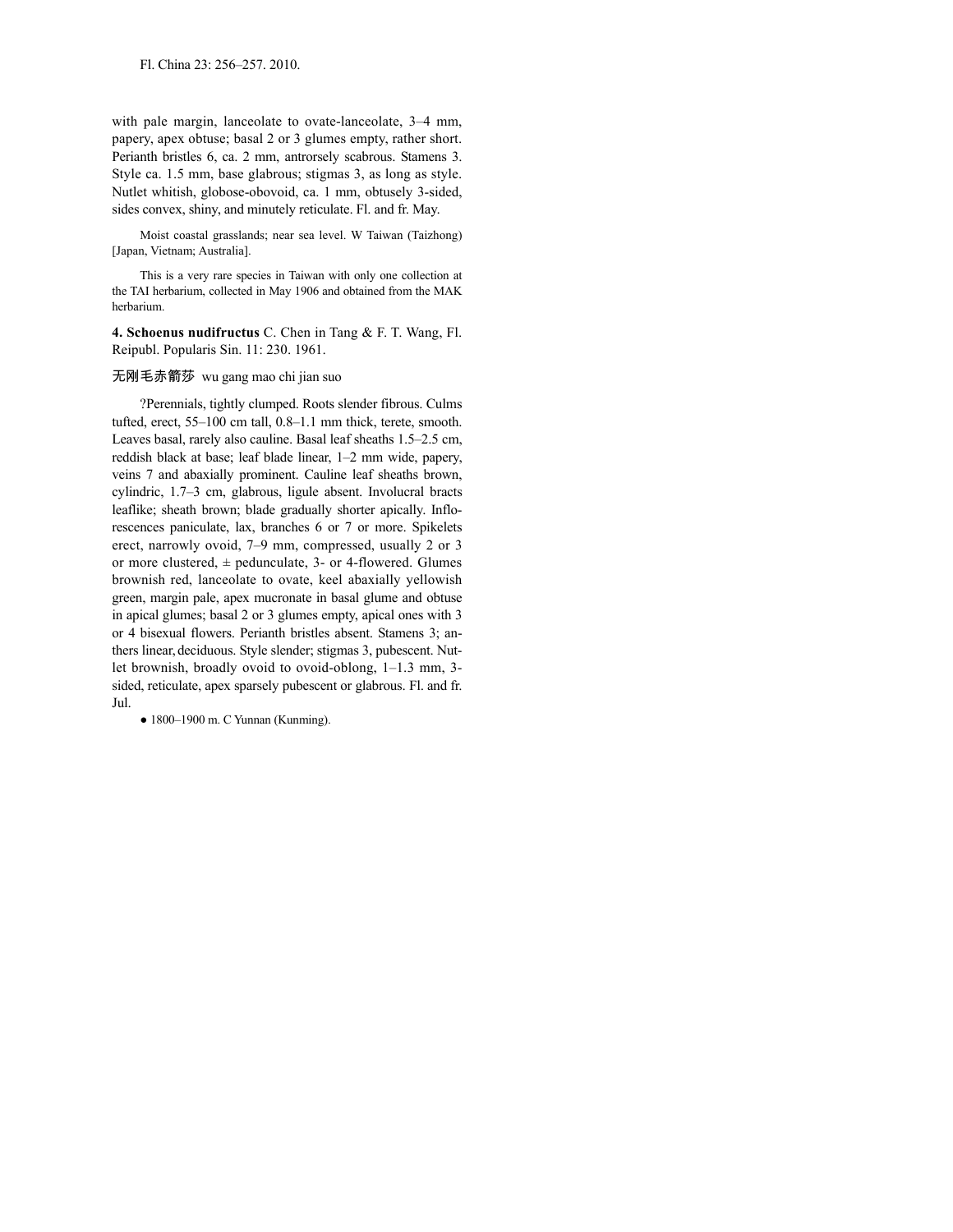with pale margin, lanceolate to ovate-lanceolate, 3–4 mm, papery, apex obtuse; basal 2 or 3 glumes empty, rather short. Perianth bristles 6, ca. 2 mm, antrorsely scabrous. Stamens 3. Style ca. 1.5 mm, base glabrous; stigmas 3, as long as style. Nutlet whitish, globose-obovoid, ca. 1 mm, obtusely 3-sided, sides convex, shiny, and minutely reticulate. Fl. and fr. May.

Moist coastal grasslands; near sea level. W Taiwan (Taizhong) [Japan, Vietnam; Australia].

This is a very rare species in Taiwan with only one collection at the TAI herbarium, collected in May 1906 and obtained from the MAK herbarium.

**4. Schoenus nudifructus** C. Chen in Tang & F. T. Wang, Fl. Reipubl. Popularis Sin. 11: 230. 1961.

无刚毛赤箭莎 wu gang mao chi jian suo

?Perennials, tightly clumped. Roots slender fibrous. Culms tufted, erect, 55–100 cm tall, 0.8–1.1 mm thick, terete, smooth. Leaves basal, rarely also cauline. Basal leaf sheaths 1.5–2.5 cm, reddish black at base; leaf blade linear, 1–2 mm wide, papery, veins 7 and abaxially prominent. Cauline leaf sheaths brown, cylindric, 1.7–3 cm, glabrous, ligule absent. Involucral bracts leaflike; sheath brown; blade gradually shorter apically. Inflorescences paniculate, lax, branches 6 or 7 or more. Spikelets erect, narrowly ovoid, 7–9 mm, compressed, usually 2 or 3 or more clustered, ± pedunculate, 3- or 4-flowered. Glumes brownish red, lanceolate to ovate, keel abaxially yellowish green, margin pale, apex mucronate in basal glume and obtuse in apical glumes; basal 2 or 3 glumes empty, apical ones with 3 or 4 bisexual flowers. Perianth bristles absent. Stamens 3; anthers linear, deciduous. Style slender; stigmas 3, pubescent. Nutlet brownish, broadly ovoid to ovoid-oblong, 1–1.3 mm, 3-sided, reticulate, apex sparsely pubescent or glabrous. Fl. and fr. Jul.

● 1800–1900 m. C Yunnan (Kunming).